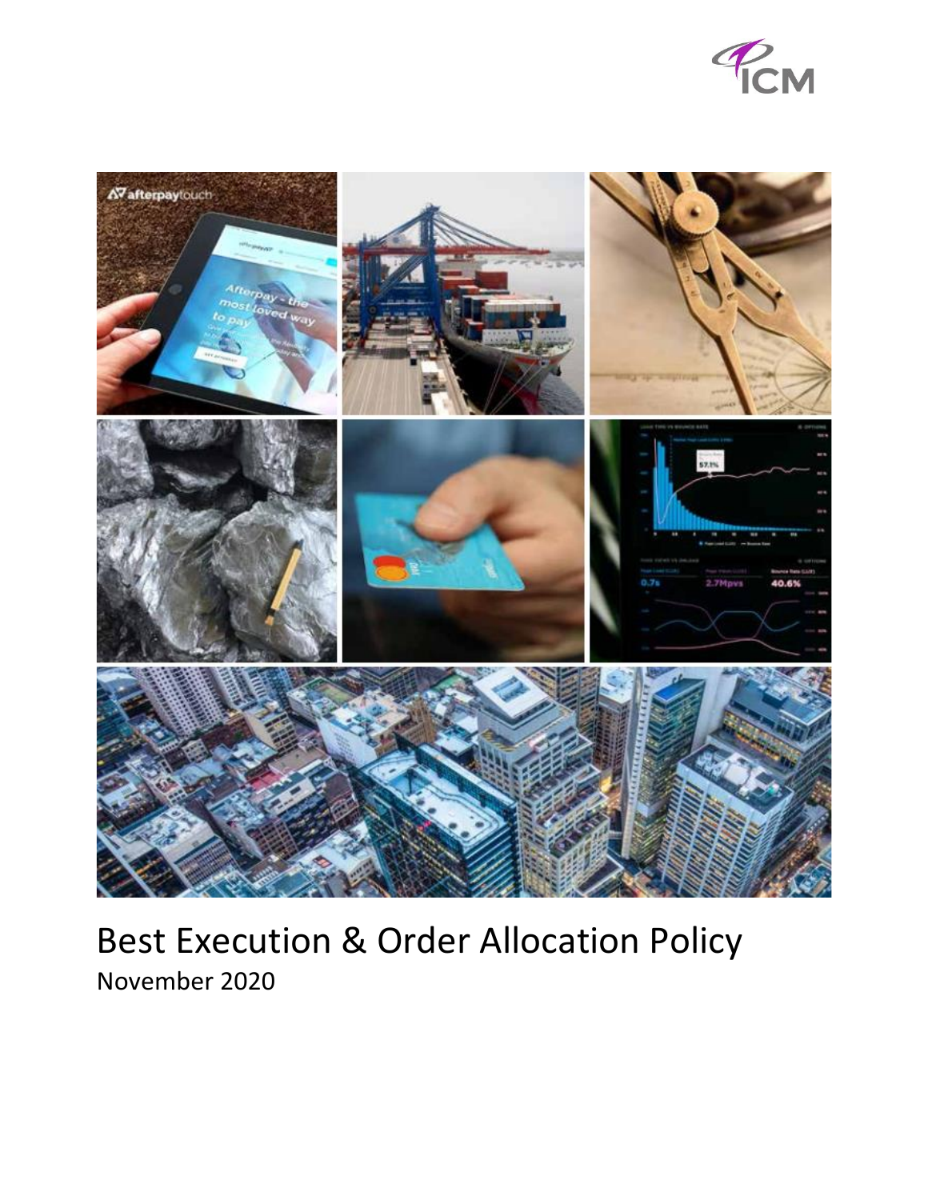# Best Execution & Order Allocation Policy

November 2020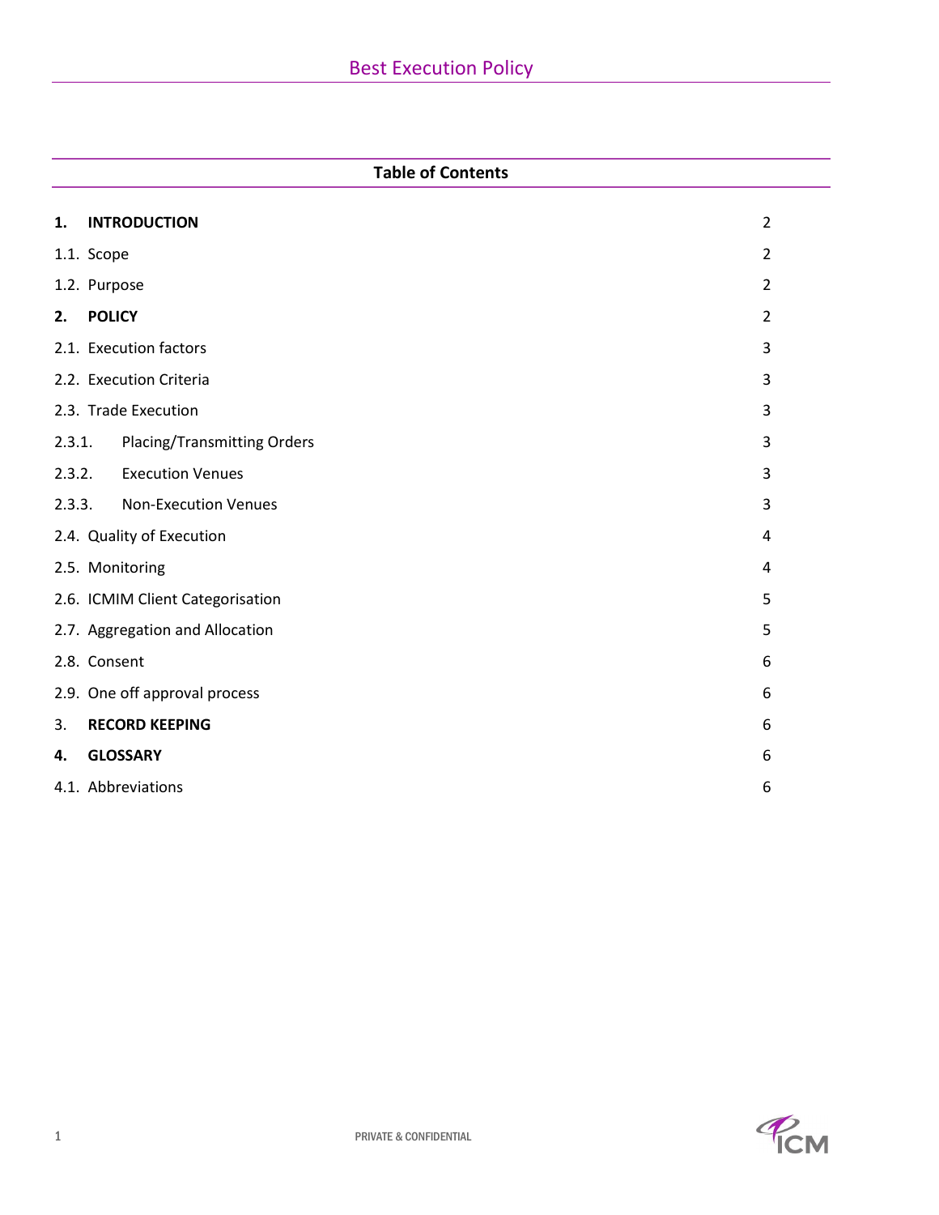# Best Execution Policy

## Table of Contents

| | |
|---|---|
| **1. INTRODUCTION** | 2 |
| 1.1. Scope | 2 |
| 1.2. Purpose | 2 |
| **2. POLICY** | 2 |
| 2.1. Execution factors | 3 |
| 2.2. Execution Criteria | 3 |
| 2.3. Trade Execution | 3 |
| 2.3.1. Placing/Transmitting Orders | 3 |
| 2.3.2. Execution Venues | 3 |
| 2.3.3. Non-Execution Venues | 3 |
| 2.4. Quality of Execution | 4 |
| 2.5. Monitoring | 4 |
| 2.6. ICMIM Client Categorisation | 5 |
| 2.7. Aggregation and Allocation | 5 |
| 2.8. Consent | 6 |
| 2.9. One off approval process | 6 |
| 3. **RECORD KEEPING** | 6 |
| **4. GLOSSARY** | 6 |
| 4.1. Abbreviations | 6 |

PRIVATE & CONFIDENTIAL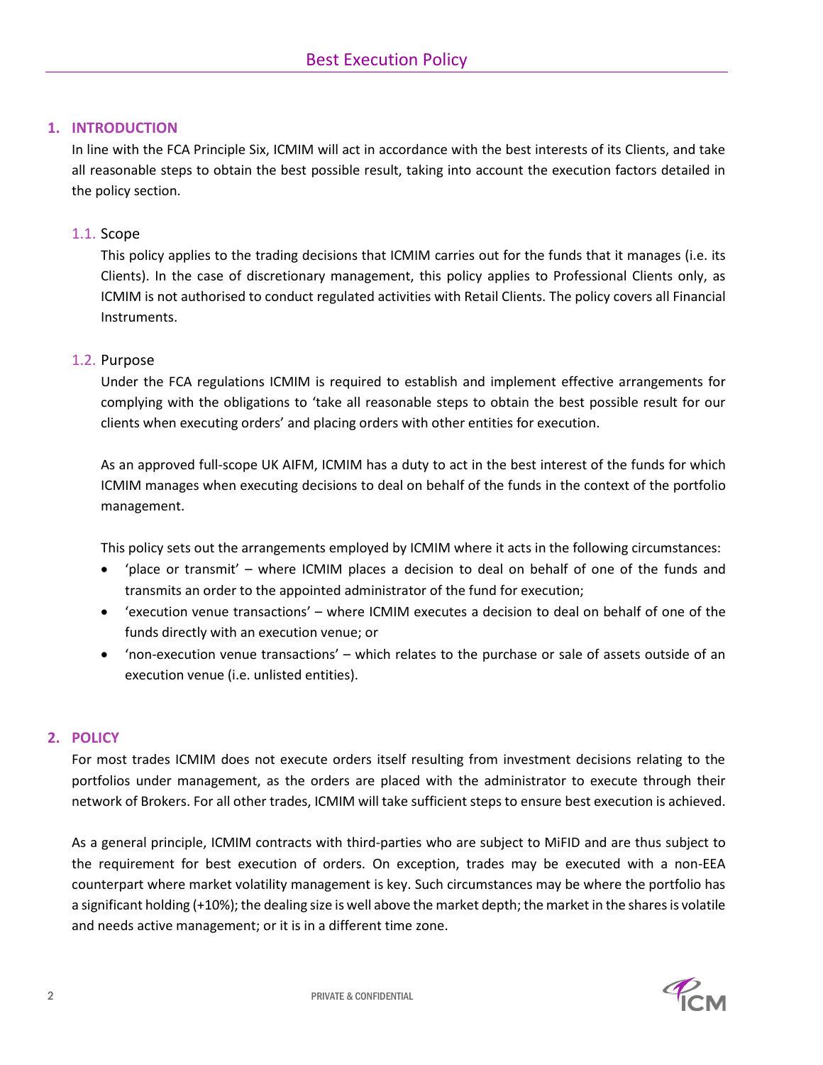## 1. INTRODUCTION

In line with the FCA Principle Six, ICMIM will act in accordance with the best interests of its Clients, and take all reasonable steps to obtain the best possible result, taking into account the execution factors detailed in the policy section.

### 1.1. Scope

This policy applies to the trading decisions that ICMIM carries out for the funds that it manages (i.e. its Clients). In the case of discretionary management, this policy applies to Professional Clients only, as ICMIM is not authorised to conduct regulated activities with Retail Clients. The policy covers all Financial Instruments.

### 1.2. Purpose

Under the FCA regulations ICMIM is required to establish and implement effective arrangements for complying with the obligations to 'take all reasonable steps to obtain the best possible result for our clients when executing orders' and placing orders with other entities for execution.

As an approved full-scope UK AIFM, ICMIM has a duty to act in the best interest of the funds for which ICMIM manages when executing decisions to deal on behalf of the funds in the context of the portfolio management.

This policy sets out the arrangements employed by ICMIM where it acts in the following circumstances:

- 'place or transmit' – where ICMIM places a decision to deal on behalf of one of the funds and transmits an order to the appointed administrator of the fund for execution;
- 'execution venue transactions' – where ICMIM executes a decision to deal on behalf of one of the funds directly with an execution venue; or
- 'non-execution venue transactions' – which relates to the purchase or sale of assets outside of an execution venue (i.e. unlisted entities).

## 2. POLICY

For most trades ICMIM does not execute orders itself resulting from investment decisions relating to the portfolios under management, as the orders are placed with the administrator to execute through their network of Brokers. For all other trades, ICMIM will take sufficient steps to ensure best execution is achieved.

As a general principle, ICMIM contracts with third-parties who are subject to MiFID and are thus subject to the requirement for best execution of orders. On exception, trades may be executed with a non-EEA counterpart where market volatility management is key. Such circumstances may be where the portfolio has a significant holding (+10%); the dealing size is well above the market depth; the market in the shares is volatile and needs active management; or it is in a different time zone.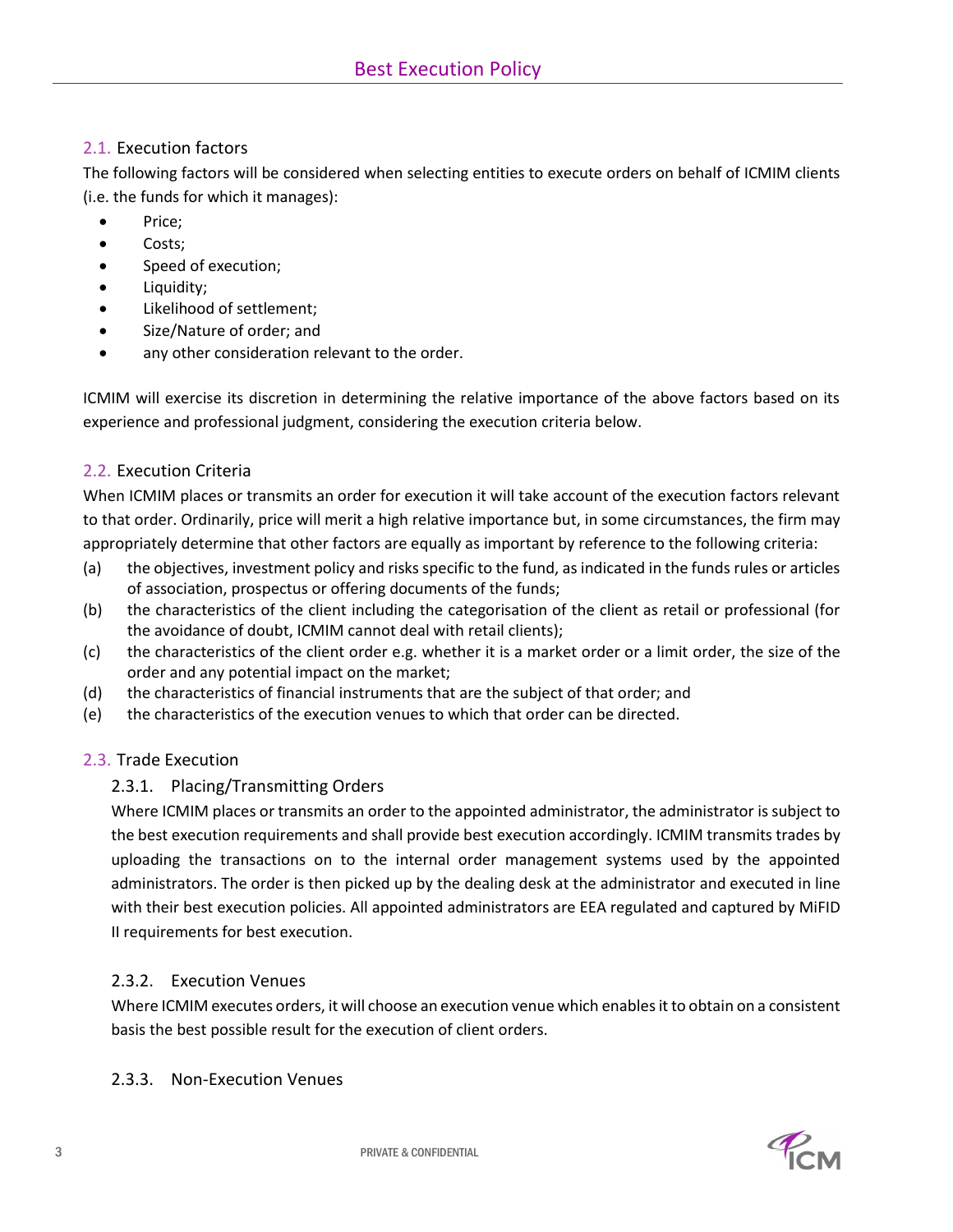## 2.1. Execution factors

The following factors will be considered when selecting entities to execute orders on behalf of ICMIM clients (i.e. the funds for which it manages):

- Price;
- Costs;
- Speed of execution;
- Liquidity;
- Likelihood of settlement;
- Size/Nature of order; and
- any other consideration relevant to the order.

ICMIM will exercise its discretion in determining the relative importance of the above factors based on its experience and professional judgment, considering the execution criteria below.

## 2.2. Execution Criteria

When ICMIM places or transmits an order for execution it will take account of the execution factors relevant to that order. Ordinarily, price will merit a high relative importance but, in some circumstances, the firm may appropriately determine that other factors are equally as important by reference to the following criteria:

(a) the objectives, investment policy and risks specific to the fund, as indicated in the funds rules or articles of association, prospectus or offering documents of the funds;

(b) the characteristics of the client including the categorisation of the client as retail or professional (for the avoidance of doubt, ICMIM cannot deal with retail clients);

(c) the characteristics of the client order e.g. whether it is a market order or a limit order, the size of the order and any potential impact on the market;

(d) the characteristics of financial instruments that are the subject of that order; and

(e) the characteristics of the execution venues to which that order can be directed.

## 2.3. Trade Execution

### 2.3.1. Placing/Transmitting Orders

Where ICMIM places or transmits an order to the appointed administrator, the administrator is subject to the best execution requirements and shall provide best execution accordingly. ICMIM transmits trades by uploading the transactions on to the internal order management systems used by the appointed administrators. The order is then picked up by the dealing desk at the administrator and executed in line with their best execution policies. All appointed administrators are EEA regulated and captured by MiFID II requirements for best execution.

### 2.3.2. Execution Venues

Where ICMIM executes orders, it will choose an execution venue which enables it to obtain on a consistent basis the best possible result for the execution of client orders.

### 2.3.3. Non-Execution Venues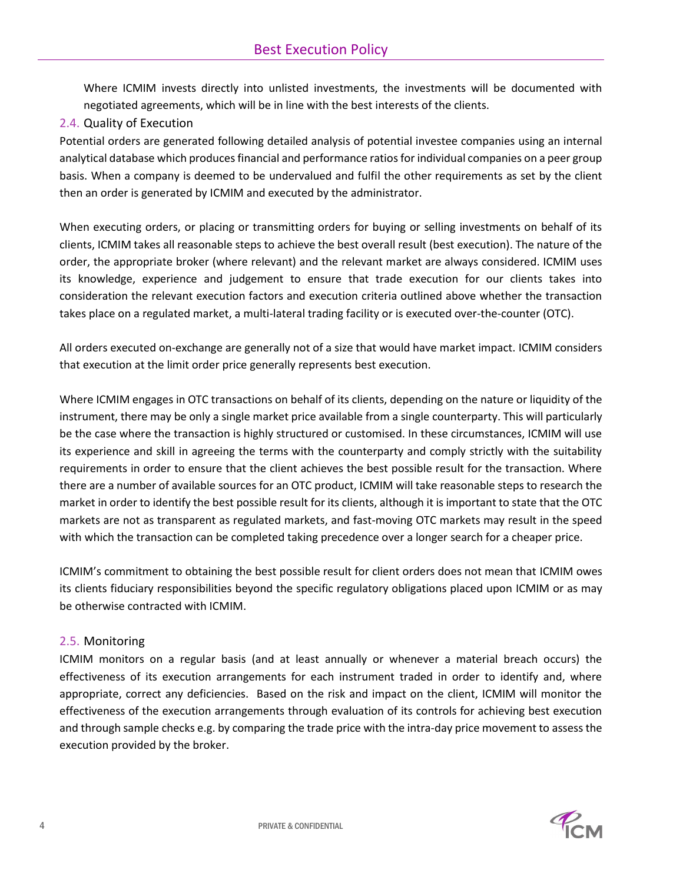Where ICMIM invests directly into unlisted investments, the investments will be documented with negotiated agreements, which will be in line with the best interests of the clients.

### 2.4. Quality of Execution

Potential orders are generated following detailed analysis of potential investee companies using an internal analytical database which produces financial and performance ratios for individual companies on a peer group basis. When a company is deemed to be undervalued and fulfil the other requirements as set by the client then an order is generated by ICMIM and executed by the administrator.

When executing orders, or placing or transmitting orders for buying or selling investments on behalf of its clients, ICMIM takes all reasonable steps to achieve the best overall result (best execution). The nature of the order, the appropriate broker (where relevant) and the relevant market are always considered. ICMIM uses its knowledge, experience and judgement to ensure that trade execution for our clients takes into consideration the relevant execution factors and execution criteria outlined above whether the transaction takes place on a regulated market, a multi-lateral trading facility or is executed over-the-counter (OTC).

All orders executed on-exchange are generally not of a size that would have market impact. ICMIM considers that execution at the limit order price generally represents best execution.

Where ICMIM engages in OTC transactions on behalf of its clients, depending on the nature or liquidity of the instrument, there may be only a single market price available from a single counterparty. This will particularly be the case where the transaction is highly structured or customised. In these circumstances, ICMIM will use its experience and skill in agreeing the terms with the counterparty and comply strictly with the suitability requirements in order to ensure that the client achieves the best possible result for the transaction. Where there are a number of available sources for an OTC product, ICMIM will take reasonable steps to research the market in order to identify the best possible result for its clients, although it is important to state that the OTC markets are not as transparent as regulated markets, and fast-moving OTC markets may result in the speed with which the transaction can be completed taking precedence over a longer search for a cheaper price.

ICMIM's commitment to obtaining the best possible result for client orders does not mean that ICMIM owes its clients fiduciary responsibilities beyond the specific regulatory obligations placed upon ICMIM or as may be otherwise contracted with ICMIM.

### 2.5. Monitoring

ICMIM monitors on a regular basis (and at least annually or whenever a material breach occurs) the effectiveness of its execution arrangements for each instrument traded in order to identify and, where appropriate, correct any deficiencies. Based on the risk and impact on the client, ICMIM will monitor the effectiveness of the execution arrangements through evaluation of its controls for achieving best execution and through sample checks e.g. by comparing the trade price with the intra-day price movement to assess the execution provided by the broker.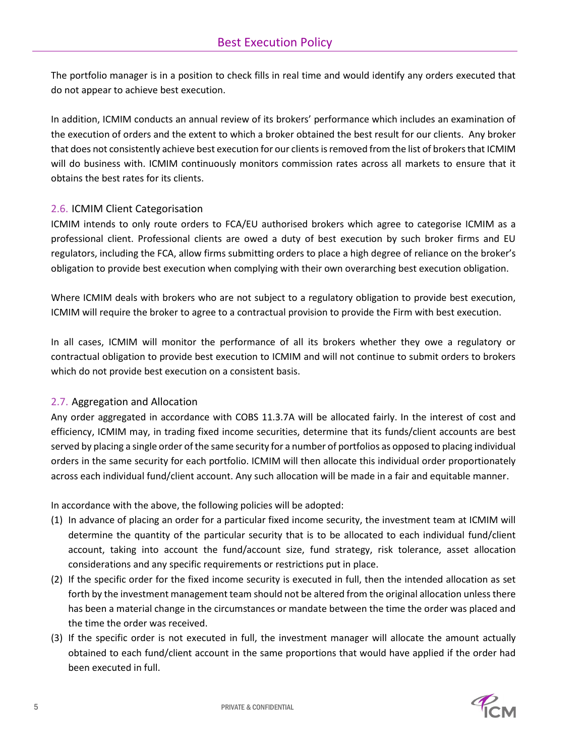The portfolio manager is in a position to check fills in real time and would identify any orders executed that do not appear to achieve best execution.

In addition, ICMIM conducts an annual review of its brokers' performance which includes an examination of the execution of orders and the extent to which a broker obtained the best result for our clients. Any broker that does not consistently achieve best execution for our clients is removed from the list of brokers that ICMIM will do business with. ICMIM continuously monitors commission rates across all markets to ensure that it obtains the best rates for its clients.

## 2.6. ICMIM Client Categorisation

ICMIM intends to only route orders to FCA/EU authorised brokers which agree to categorise ICMIM as a professional client. Professional clients are owed a duty of best execution by such broker firms and EU regulators, including the FCA, allow firms submitting orders to place a high degree of reliance on the broker's obligation to provide best execution when complying with their own overarching best execution obligation.

Where ICMIM deals with brokers who are not subject to a regulatory obligation to provide best execution, ICMIM will require the broker to agree to a contractual provision to provide the Firm with best execution.

In all cases, ICMIM will monitor the performance of all its brokers whether they owe a regulatory or contractual obligation to provide best execution to ICMIM and will not continue to submit orders to brokers which do not provide best execution on a consistent basis.

## 2.7. Aggregation and Allocation

Any order aggregated in accordance with COBS 11.3.7A will be allocated fairly. In the interest of cost and efficiency, ICMIM may, in trading fixed income securities, determine that its funds/client accounts are best served by placing a single order of the same security for a number of portfolios as opposed to placing individual orders in the same security for each portfolio. ICMIM will then allocate this individual order proportionately across each individual fund/client account. Any such allocation will be made in a fair and equitable manner.

In accordance with the above, the following policies will be adopted:

(1) In advance of placing an order for a particular fixed income security, the investment team at ICMIM will determine the quantity of the particular security that is to be allocated to each individual fund/client account, taking into account the fund/account size, fund strategy, risk tolerance, asset allocation considerations and any specific requirements or restrictions put in place.

(2) If the specific order for the fixed income security is executed in full, then the intended allocation as set forth by the investment management team should not be altered from the original allocation unless there has been a material change in the circumstances or mandate between the time the order was placed and the time the order was received.

(3) If the specific order is not executed in full, the investment manager will allocate the amount actually obtained to each fund/client account in the same proportions that would have applied if the order had been executed in full.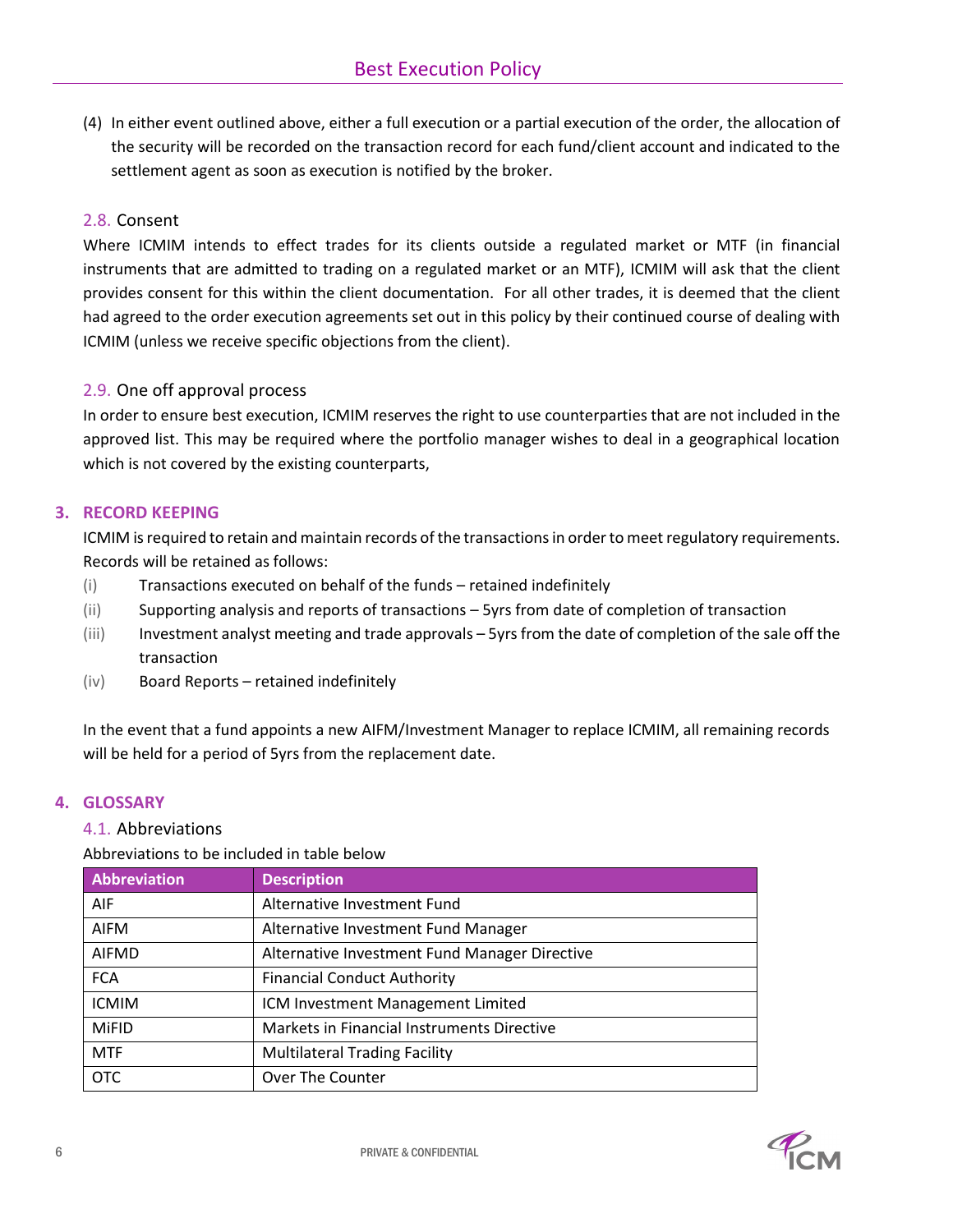(4) In either event outlined above, either a full execution or a partial execution of the order, the allocation of the security will be recorded on the transaction record for each fund/client account and indicated to the settlement agent as soon as execution is notified by the broker.

### 2.8. Consent

Where ICMIM intends to effect trades for its clients outside a regulated market or MTF (in financial instruments that are admitted to trading on a regulated market or an MTF), ICMIM will ask that the client provides consent for this within the client documentation. For all other trades, it is deemed that the client had agreed to the order execution agreements set out in this policy by their continued course of dealing with ICMIM (unless we receive specific objections from the client).

### 2.9. One off approval process

In order to ensure best execution, ICMIM reserves the right to use counterparties that are not included in the approved list. This may be required where the portfolio manager wishes to deal in a geographical location which is not covered by the existing counterparts,

## 3. RECORD KEEPING

ICMIM is required to retain and maintain records of the transactions in order to meet regulatory requirements. Records will be retained as follows:

(i) Transactions executed on behalf of the funds – retained indefinitely

(ii) Supporting analysis and reports of transactions – 5yrs from date of completion of transaction

(iii) Investment analyst meeting and trade approvals – 5yrs from the date of completion of the sale off the transaction

(iv) Board Reports – retained indefinitely

In the event that a fund appoints a new AIFM/Investment Manager to replace ICMIM, all remaining records will be held for a period of 5yrs from the replacement date.

## 4. GLOSSARY

### 4.1. Abbreviations

Abbreviations to be included in table below

| Abbreviation | Description |
|---|---|
| AIF | Alternative Investment Fund |
| AIFM | Alternative Investment Fund Manager |
| AIFMD | Alternative Investment Fund Manager Directive |
| FCA | Financial Conduct Authority |
| ICMIM | ICM Investment Management Limited |
| MiFID | Markets in Financial Instruments Directive |
| MTF | Multilateral Trading Facility |
| OTC | Over The Counter |